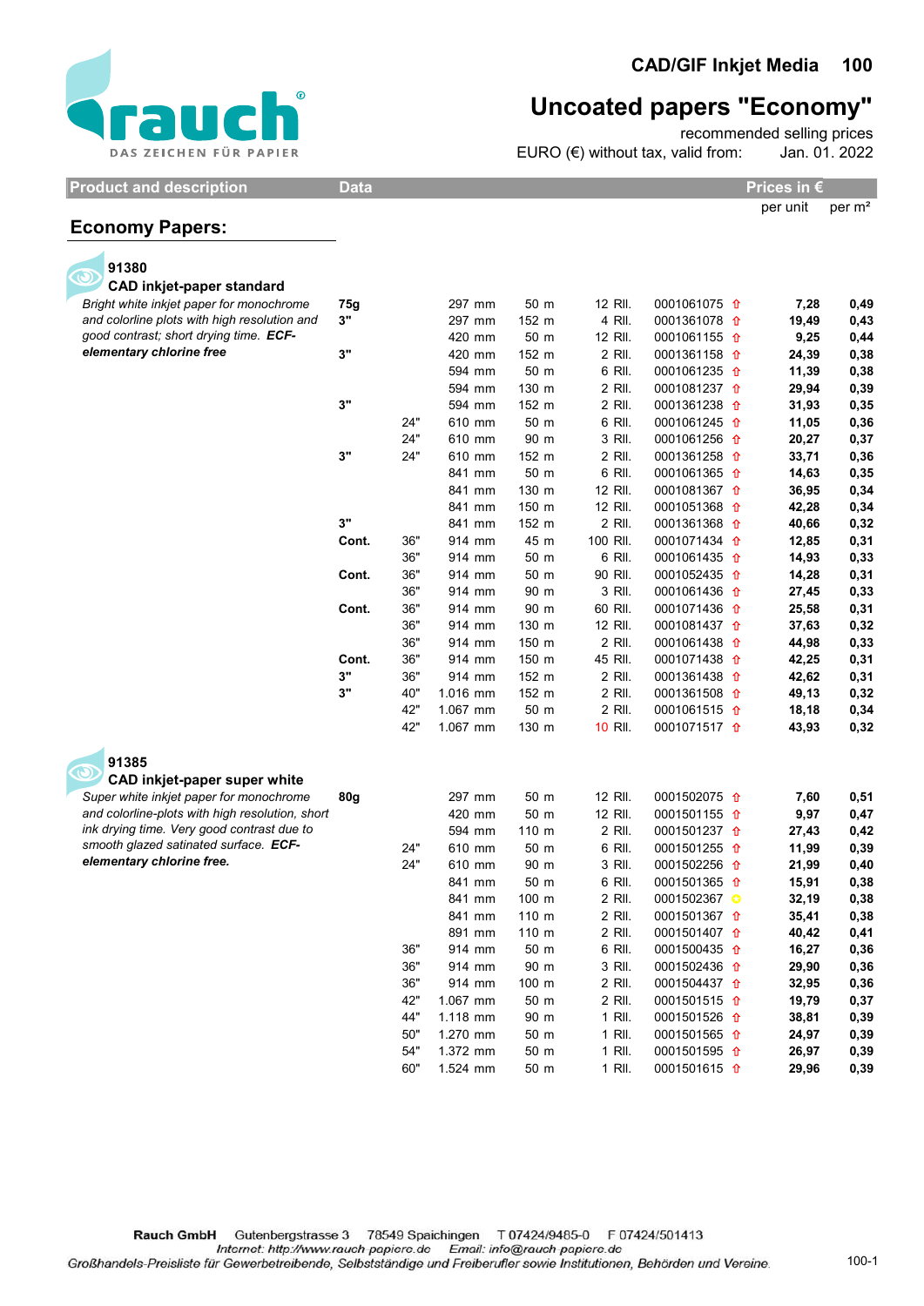# CAD/GIF Inkjet Media 100

## Uncoated papers "Economy"

recommended selling prices
EURO (€) without tax, valid from: Jan. 01. 2022

| Product and description | Data | | | | | | Prices in € | |
|---|---|---|---|---|---|---|---|---|
| | | | | | | | per unit | per m² |

## Economy Papers:

**91380**
**CAD inkjet-paper standard**

*Bright white inkjet paper for monochrome and colorline plots with high resolution and good contrast; short drying time.* ***ECF-elementary chlorine free***

| Data | | Width | Length | Qty | Article no. | per unit | per m² |
|---|---|---|---|---|---|---|---|
| 75g | | 297 mm | 50 m | 12 Rll. | 0001061075 ⇧ | 7,28 | 0,49 |
| 3" | | 297 mm | 152 m | 4 Rll. | 0001361078 ⇧ | 19,49 | 0,43 |
| | | 420 mm | 50 m | 12 Rll. | 0001061155 ⇧ | 9,25 | 0,44 |
| 3" | | 420 mm | 152 m | 2 Rll. | 0001361158 ⇧ | 24,39 | 0,38 |
| | | 594 mm | 50 m | 6 Rll. | 0001061235 ⇧ | 11,39 | 0,38 |
| | | 594 mm | 130 m | 2 Rll. | 0001081237 ⇧ | 29,94 | 0,39 |
| 3" | | 594 mm | 152 m | 2 Rll. | 0001361238 ⇧ | 31,93 | 0,35 |
| | 24" | 610 mm | 50 m | 6 Rll. | 0001061245 ⇧ | 11,05 | 0,36 |
| | 24" | 610 mm | 90 m | 3 Rll. | 0001061256 ⇧ | 20,27 | 0,37 |
| 3" | 24" | 610 mm | 152 m | 2 Rll. | 0001361258 ⇧ | 33,71 | 0,36 |
| | | 841 mm | 50 m | 6 Rll. | 0001061365 ⇧ | 14,63 | 0,35 |
| | | 841 mm | 130 m | 12 Rll. | 0001081367 ⇧ | 36,95 | 0,34 |
| | | 841 mm | 150 m | 12 Rll. | 0001051368 ⇧ | 42,28 | 0,34 |
| 3" | | 841 mm | 152 m | 2 Rll. | 0001361368 ⇧ | 40,66 | 0,32 |
| Cont. | 36" | 914 mm | 45 m | 100 Rll. | 0001071434 ⇧ | 12,85 | 0,31 |
| | 36" | 914 mm | 50 m | 6 Rll. | 0001061435 ⇧ | 14,93 | 0,33 |
| Cont. | 36" | 914 mm | 50 m | 90 Rll. | 0001052435 ⇧ | 14,28 | 0,31 |
| | 36" | 914 mm | 90 m | 3 Rll. | 0001061436 ⇧ | 27,45 | 0,33 |
| Cont. | 36" | 914 mm | 90 m | 60 Rll. | 0001071436 ⇧ | 25,58 | 0,31 |
| | 36" | 914 mm | 130 m | 12 Rll. | 0001081437 ⇧ | 37,63 | 0,32 |
| | 36" | 914 mm | 150 m | 2 Rll. | 0001061438 ⇧ | 44,98 | 0,33 |
| Cont. | 36" | 914 mm | 150 m | 45 Rll. | 0001071438 ⇧ | 42,25 | 0,31 |
| 3" | 36" | 914 mm | 152 m | 2 Rll. | 0001361438 ⇧ | 42,62 | 0,31 |
| 3" | 40" | 1.016 mm | 152 m | 2 Rll. | 0001361508 ⇧ | 49,13 | 0,32 |
| | 42" | 1.067 mm | 50 m | 2 Rll. | 0001061515 ⇧ | 18,18 | 0,34 |
| | 42" | 1.067 mm | 130 m | 10 Rll. | 0001071517 ⇧ | 43,93 | 0,32 |

**91385**
**CAD inkjet-paper super white**

*Super white inkjet paper for monochrome and colorline-plots with high resolution, short ink drying time. Very good contrast due to smooth glazed satinated surface.* ***ECF-elementary chlorine free.***

| Data | | Width | Length | Qty | Article no. | per unit | per m² |
|---|---|---|---|---|---|---|---|
| 80g | | 297 mm | 50 m | 12 Rll. | 0001502075 ⇧ | 7,60 | 0,51 |
| | | 420 mm | 50 m | 12 Rll. | 0001501155 ⇧ | 9,97 | 0,47 |
| | | 594 mm | 110 m | 2 Rll. | 0001501237 ⇧ | 27,43 | 0,42 |
| | 24" | 610 mm | 50 m | 6 Rll. | 0001501255 ⇧ | 11,99 | 0,39 |
| | 24" | 610 mm | 90 m | 3 Rll. | 0001502256 ⇧ | 21,99 | 0,40 |
| | | 841 mm | 50 m | 6 Rll. | 0001501365 ⇧ | 15,91 | 0,38 |
| | | 841 mm | 100 m | 2 Rll. | 0001502367 ○ | 32,19 | 0,38 |
| | | 841 mm | 110 m | 2 Rll. | 0001501367 ⇧ | 35,41 | 0,38 |
| | | 891 mm | 110 m | 2 Rll. | 0001501407 ⇧ | 40,42 | 0,41 |
| | 36" | 914 mm | 50 m | 6 Rll. | 0001500435 ⇧ | 16,27 | 0,36 |
| | 36" | 914 mm | 90 m | 3 Rll. | 0001502436 ⇧ | 29,90 | 0,36 |
| | 36" | 914 mm | 100 m | 2 Rll. | 0001504437 ⇧ | 32,95 | 0,36 |
| | 42" | 1.067 mm | 50 m | 2 Rll. | 0001501515 ⇧ | 19,79 | 0,37 |
| | 44" | 1.118 mm | 90 m | 1 Rll. | 0001501526 ⇧ | 38,81 | 0,39 |
| | 50" | 1.270 mm | 50 m | 1 Rll. | 0001501565 ⇧ | 24,97 | 0,39 |
| | 54" | 1.372 mm | 50 m | 1 Rll. | 0001501595 ⇧ | 26,97 | 0,39 |
| | 60" | 1.524 mm | 50 m | 1 Rll. | 0001501615 ⇧ | 29,96 | 0,39 |

**Rauch GmbH** Gutenbergstrasse 3 78549 Spaichingen T 07424/9485-0 F 07424/501413
*Internet: http://www.rauch papiere.de Email: info@rauch papiere.de*
*Großhandels-Preisliste für Gewerbetreibende, Selbstständige und Freiberufler sowie Institutionen, Behörden und Vereine.*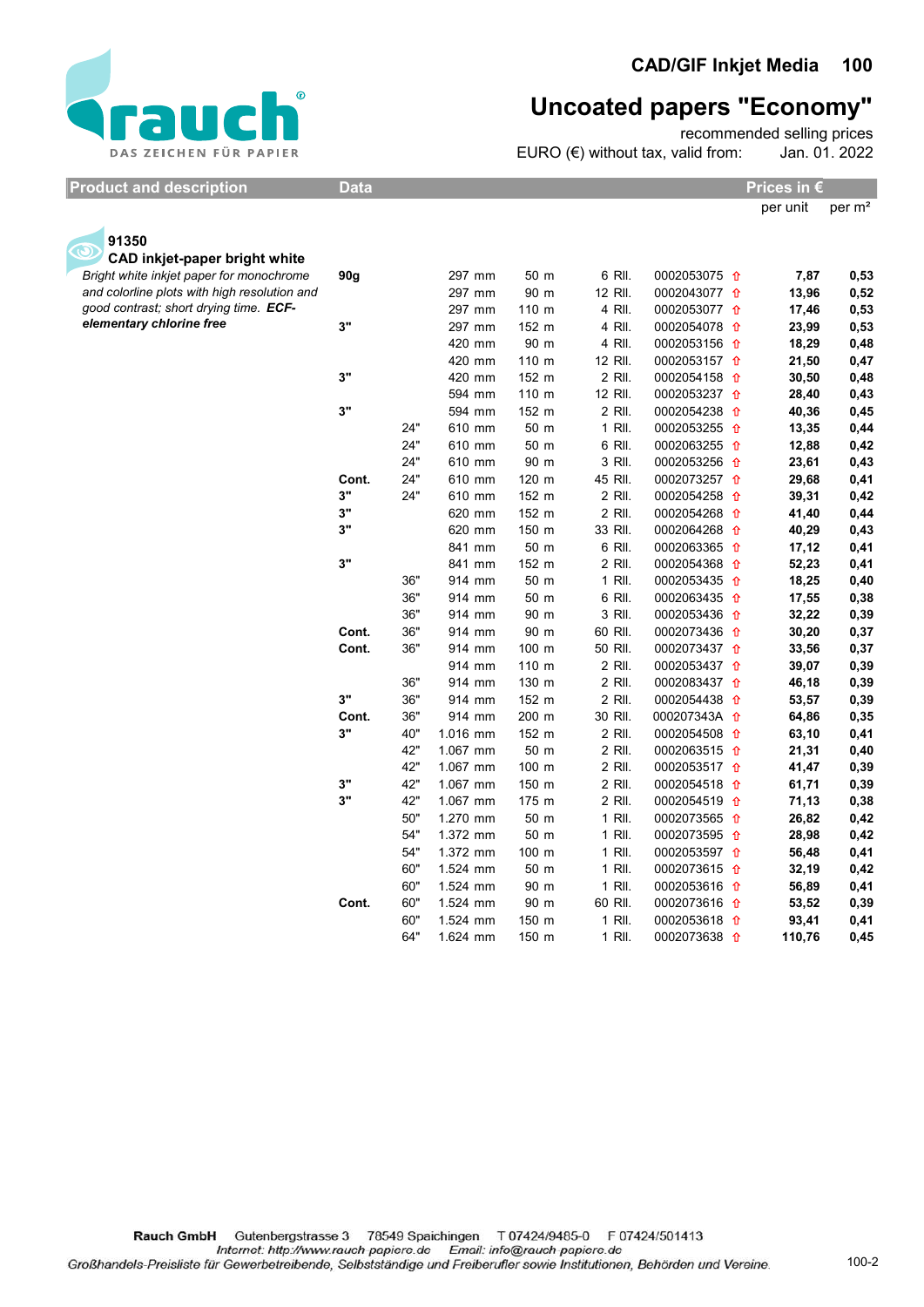# CAD/GIF Inkjet Media 100

## Uncoated papers "Economy"

recommended selling prices

EURO (€) without tax, valid from: Jan. 01. 2022

| Product and description | Data | | | | | | Prices in € per unit | per m² |
|---|---|---|---|---|---|---|---|---|
| **91350 CAD inkjet-paper bright white** *Bright white inkjet paper for monochrome and colorline plots with high resolution and good contrast; short drying time. **ECF-elementary chlorine free*** | **90g** | | 297 mm | 50 m | 6 Rll. | 0002053075 ⇧ | **7,87** | **0,53** |
| | | | 297 mm | 90 m | 12 Rll. | 0002043077 ⇧ | **13,96** | **0,52** |
| | | | 297 mm | 110 m | 4 Rll. | 0002053077 ⇧ | **17,46** | **0,53** |
| | **3"** | | 297 mm | 152 m | 4 Rll. | 0002054078 ⇧ | **23,99** | **0,53** |
| | | | 420 mm | 90 m | 4 Rll. | 0002053156 ⇧ | **18,29** | **0,48** |
| | | | 420 mm | 110 m | 12 Rll. | 0002053157 ⇧ | **21,50** | **0,47** |
| | **3"** | | 420 mm | 152 m | 2 Rll. | 0002054158 ⇧ | **30,50** | **0,48** |
| | | | 594 mm | 110 m | 12 Rll. | 0002053237 ⇧ | **28,40** | **0,43** |
| | **3"** | | 594 mm | 152 m | 2 Rll. | 0002054238 ⇧ | **40,36** | **0,45** |
| | | 24" | 610 mm | 50 m | 1 Rll. | 0002053255 ⇧ | **13,35** | **0,44** |
| | | 24" | 610 mm | 50 m | 6 Rll. | 0002063255 ⇧ | **12,88** | **0,42** |
| | | 24" | 610 mm | 90 m | 3 Rll. | 0002053256 ⇧ | **23,61** | **0,43** |
| | **Cont.** | 24" | 610 mm | 120 m | 45 Rll. | 0002073257 ⇧ | **29,68** | **0,41** |
| | **3"** | 24" | 610 mm | 152 m | 2 Rll. | 0002054258 ⇧ | **39,31** | **0,42** |
| | **3"** | | 620 mm | 152 m | 2 Rll. | 0002054268 ⇧ | **41,40** | **0,44** |
| | **3"** | | 620 mm | 150 m | 33 Rll. | 0002064268 ⇧ | **40,29** | **0,43** |
| | | | 841 mm | 50 m | 6 Rll. | 0002063365 ⇧ | **17,12** | **0,41** |
| | **3"** | | 841 mm | 152 m | 2 Rll. | 0002054368 ⇧ | **52,23** | **0,41** |
| | | 36" | 914 mm | 50 m | 1 Rll. | 0002053435 ⇧ | **18,25** | **0,40** |
| | | 36" | 914 mm | 50 m | 6 Rll. | 0002063435 ⇧ | **17,55** | **0,38** |
| | | 36" | 914 mm | 90 m | 3 Rll. | 0002053436 ⇧ | **32,22** | **0,39** |
| | **Cont.** | 36" | 914 mm | 90 m | 60 Rll. | 0002073436 ⇧ | **30,20** | **0,37** |
| | **Cont.** | 36" | 914 mm | 100 m | 50 Rll. | 0002073437 ⇧ | **33,56** | **0,37** |
| | | | 914 mm | 110 m | 2 Rll. | 0002053437 ⇧ | **39,07** | **0,39** |
| | | 36" | 914 mm | 130 m | 2 Rll. | 0002083437 ⇧ | **46,18** | **0,39** |
| | **3"** | 36" | 914 mm | 152 m | 2 Rll. | 0002054438 ⇧ | **53,57** | **0,39** |
| | **Cont.** | 36" | 914 mm | 200 m | 30 Rll. | 000207343A ⇧ | **64,86** | **0,35** |
| | **3"** | 40" | 1.016 mm | 152 m | 2 Rll. | 0002054508 ⇧ | **63,10** | **0,41** |
| | | 42" | 1.067 mm | 50 m | 2 Rll. | 0002063515 ⇧ | **21,31** | **0,40** |
| | | 42" | 1.067 mm | 100 m | 2 Rll. | 0002053517 ⇧ | **41,47** | **0,39** |
| | **3"** | 42" | 1.067 mm | 150 m | 2 Rll. | 0002054518 ⇧ | **61,71** | **0,39** |
| | **3"** | 42" | 1.067 mm | 175 m | 2 Rll. | 0002054519 ⇧ | **71,13** | **0,38** |
| | | 50" | 1.270 mm | 50 m | 1 Rll. | 0002073565 ⇧ | **26,82** | **0,42** |
| | | 54" | 1.372 mm | 50 m | 1 Rll. | 0002073595 ⇧ | **28,98** | **0,42** |
| | | 54" | 1.372 mm | 100 m | 1 Rll. | 0002053597 ⇧ | **56,48** | **0,41** |
| | | 60" | 1.524 mm | 50 m | 1 Rll. | 0002073615 ⇧ | **32,19** | **0,42** |
| | | 60" | 1.524 mm | 90 m | 1 Rll. | 0002053616 ⇧ | **56,89** | **0,41** |
| | **Cont.** | 60" | 1.524 mm | 90 m | 60 Rll. | 0002073616 ⇧ | **53,52** | **0,39** |
| | | 60" | 1.524 mm | 150 m | 1 Rll. | 0002053618 ⇧ | **93,41** | **0,41** |
| | | 64" | 1.624 mm | 150 m | 1 Rll. | 0002073638 ⇧ | **110,76** | **0,45** |

**Rauch GmbH** Gutenbergstrasse 3 78549 Spaichingen T 07424/9485-0 F 07424/501413
*Internet: http://www.rauch papiere.de Email: info@rauch papiere.de*
*Großhandels-Preisliste für Gewerbetreibende, Selbstständige und Freiberufler sowie Institutionen, Behörden und Vereine.*